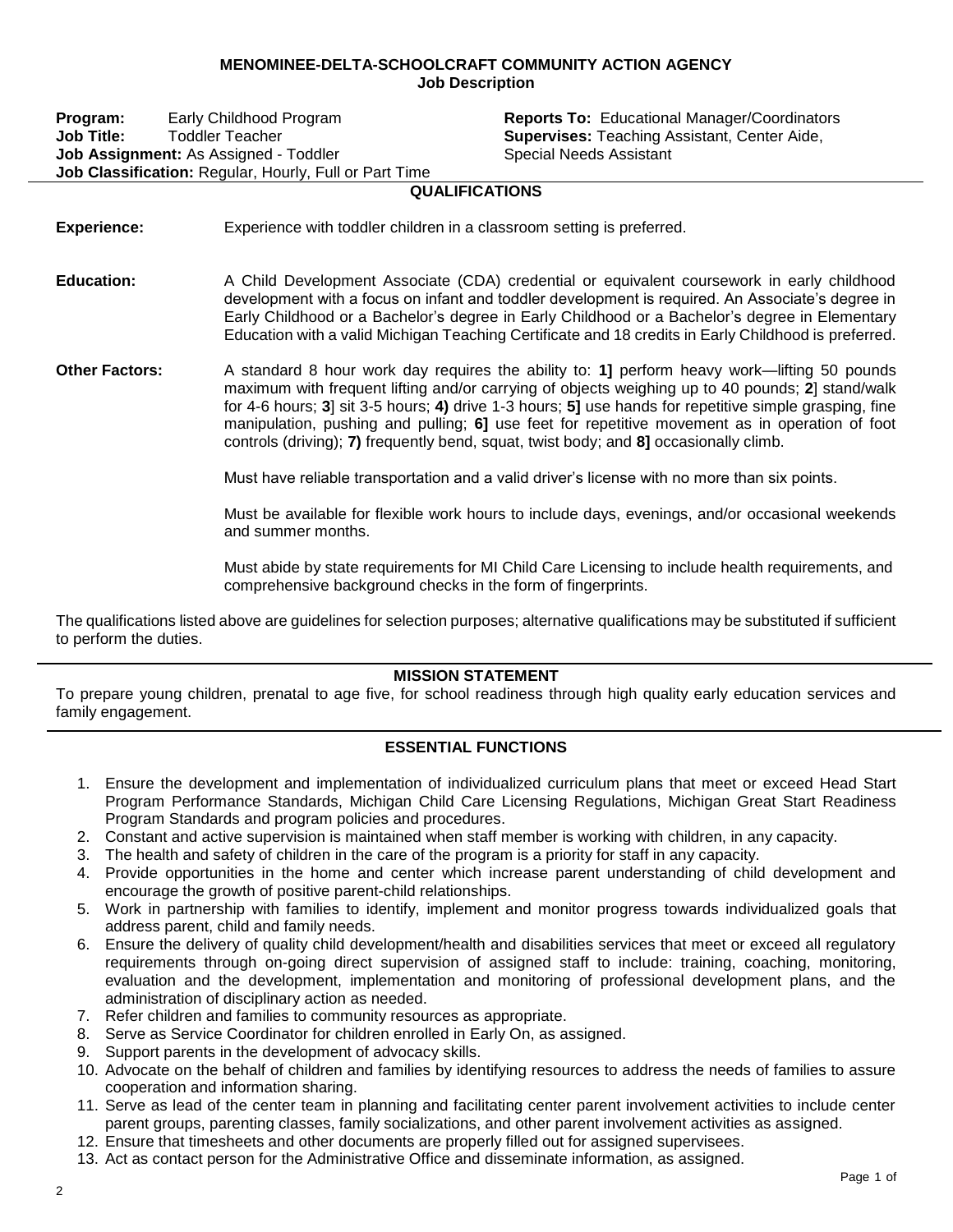**MENOMINEE-DELTA-SCHOOLCRAFT COMMUNITY ACTION AGENCY**
**Job Description**

**Program:** Early Childhood Program
**Job Title:** Toddler Teacher
**Job Assignment:** As Assigned - Toddler
**Job Classification:** Regular, Hourly, Full or Part Time

**Reports To:** Educational Manager/Coordinators
**Supervises:** Teaching Assistant, Center Aide, Special Needs Assistant

## QUALIFICATIONS

**Experience:** Experience with toddler children in a classroom setting is preferred.

**Education:** A Child Development Associate (CDA) credential or equivalent coursework in early childhood development with a focus on infant and toddler development is required. An Associate's degree in Early Childhood or a Bachelor's degree in Early Childhood or a Bachelor's degree in Elementary Education with a valid Michigan Teaching Certificate and 18 credits in Early Childhood is preferred.

**Other Factors:** A standard 8 hour work day requires the ability to: **1]** perform heavy work—lifting 50 pounds maximum with frequent lifting and/or carrying of objects weighing up to 40 pounds; **2**] stand/walk for 4-6 hours; **3**] sit 3-5 hours; **4)** drive 1-3 hours; **5]** use hands for repetitive simple grasping, fine manipulation, pushing and pulling; **6]** use feet for repetitive movement as in operation of foot controls (driving); **7)** frequently bend, squat, twist body; and **8]** occasionally climb.

Must have reliable transportation and a valid driver's license with no more than six points.

Must be available for flexible work hours to include days, evenings, and/or occasional weekends and summer months.

Must abide by state requirements for MI Child Care Licensing to include health requirements, and comprehensive background checks in the form of fingerprints.

The qualifications listed above are guidelines for selection purposes; alternative qualifications may be substituted if sufficient to perform the duties.

## MISSION STATEMENT

To prepare young children, prenatal to age five, for school readiness through high quality early education services and family engagement.

## ESSENTIAL FUNCTIONS

1. Ensure the development and implementation of individualized curriculum plans that meet or exceed Head Start Program Performance Standards, Michigan Child Care Licensing Regulations, Michigan Great Start Readiness Program Standards and program policies and procedures.
2. Constant and active supervision is maintained when staff member is working with children, in any capacity.
3. The health and safety of children in the care of the program is a priority for staff in any capacity.
4. Provide opportunities in the home and center which increase parent understanding of child development and encourage the growth of positive parent-child relationships.
5. Work in partnership with families to identify, implement and monitor progress towards individualized goals that address parent, child and family needs.
6. Ensure the delivery of quality child development/health and disabilities services that meet or exceed all regulatory requirements through on-going direct supervision of assigned staff to include: training, coaching, monitoring, evaluation and the development, implementation and monitoring of professional development plans, and the administration of disciplinary action as needed.
7. Refer children and families to community resources as appropriate.
8. Serve as Service Coordinator for children enrolled in Early On, as assigned.
9. Support parents in the development of advocacy skills.
10. Advocate on the behalf of children and families by identifying resources to address the needs of families to assure cooperation and information sharing.
11. Serve as lead of the center team in planning and facilitating center parent involvement activities to include center parent groups, parenting classes, family socializations, and other parent involvement activities as assigned.
12. Ensure that timesheets and other documents are properly filled out for assigned supervisees.
13. Act as contact person for the Administrative Office and disseminate information, as assigned.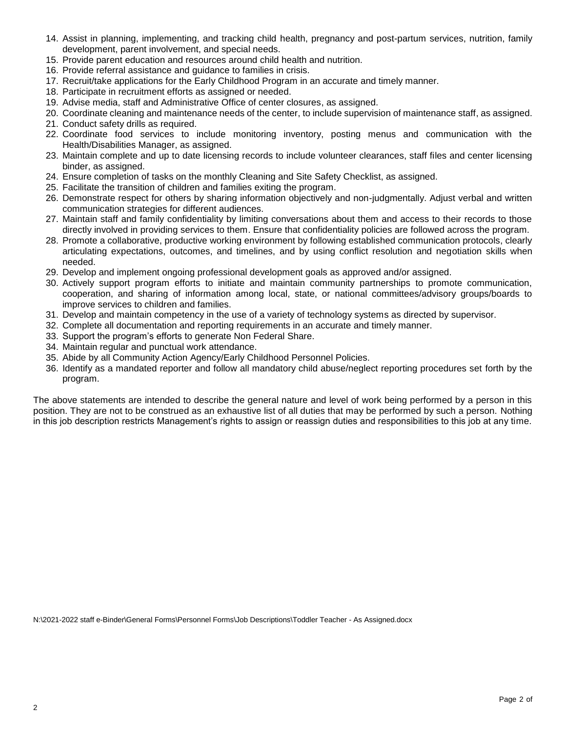14. Assist in planning, implementing, and tracking child health, pregnancy and post-partum services, nutrition, family development, parent involvement, and special needs.
15. Provide parent education and resources around child health and nutrition.
16. Provide referral assistance and guidance to families in crisis.
17. Recruit/take applications for the Early Childhood Program in an accurate and timely manner.
18. Participate in recruitment efforts as assigned or needed.
19. Advise media, staff and Administrative Office of center closures, as assigned.
20. Coordinate cleaning and maintenance needs of the center, to include supervision of maintenance staff, as assigned.
21. Conduct safety drills as required.
22. Coordinate food services to include monitoring inventory, posting menus and communication with the Health/Disabilities Manager, as assigned.
23. Maintain complete and up to date licensing records to include volunteer clearances, staff files and center licensing binder, as assigned.
24. Ensure completion of tasks on the monthly Cleaning and Site Safety Checklist, as assigned.
25. Facilitate the transition of children and families exiting the program.
26. Demonstrate respect for others by sharing information objectively and non-judgmentally. Adjust verbal and written communication strategies for different audiences.
27. Maintain staff and family confidentiality by limiting conversations about them and access to their records to those directly involved in providing services to them. Ensure that confidentiality policies are followed across the program.
28. Promote a collaborative, productive working environment by following established communication protocols, clearly articulating expectations, outcomes, and timelines, and by using conflict resolution and negotiation skills when needed.
29. Develop and implement ongoing professional development goals as approved and/or assigned.
30. Actively support program efforts to initiate and maintain community partnerships to promote communication, cooperation, and sharing of information among local, state, or national committees/advisory groups/boards to improve services to children and families.
31. Develop and maintain competency in the use of a variety of technology systems as directed by supervisor.
32. Complete all documentation and reporting requirements in an accurate and timely manner.
33. Support the program's efforts to generate Non Federal Share.
34. Maintain regular and punctual work attendance.
35. Abide by all Community Action Agency/Early Childhood Personnel Policies.
36. Identify as a mandated reporter and follow all mandatory child abuse/neglect reporting procedures set forth by the program.

The above statements are intended to describe the general nature and level of work being performed by a person in this position. They are not to be construed as an exhaustive list of all duties that may be performed by such a person. Nothing in this job description restricts Management's rights to assign or reassign duties and responsibilities to this job at any time.

N:\2021-2022 staff e-Binder\General Forms\Personnel Forms\Job Descriptions\Toddler Teacher - As Assigned.docx